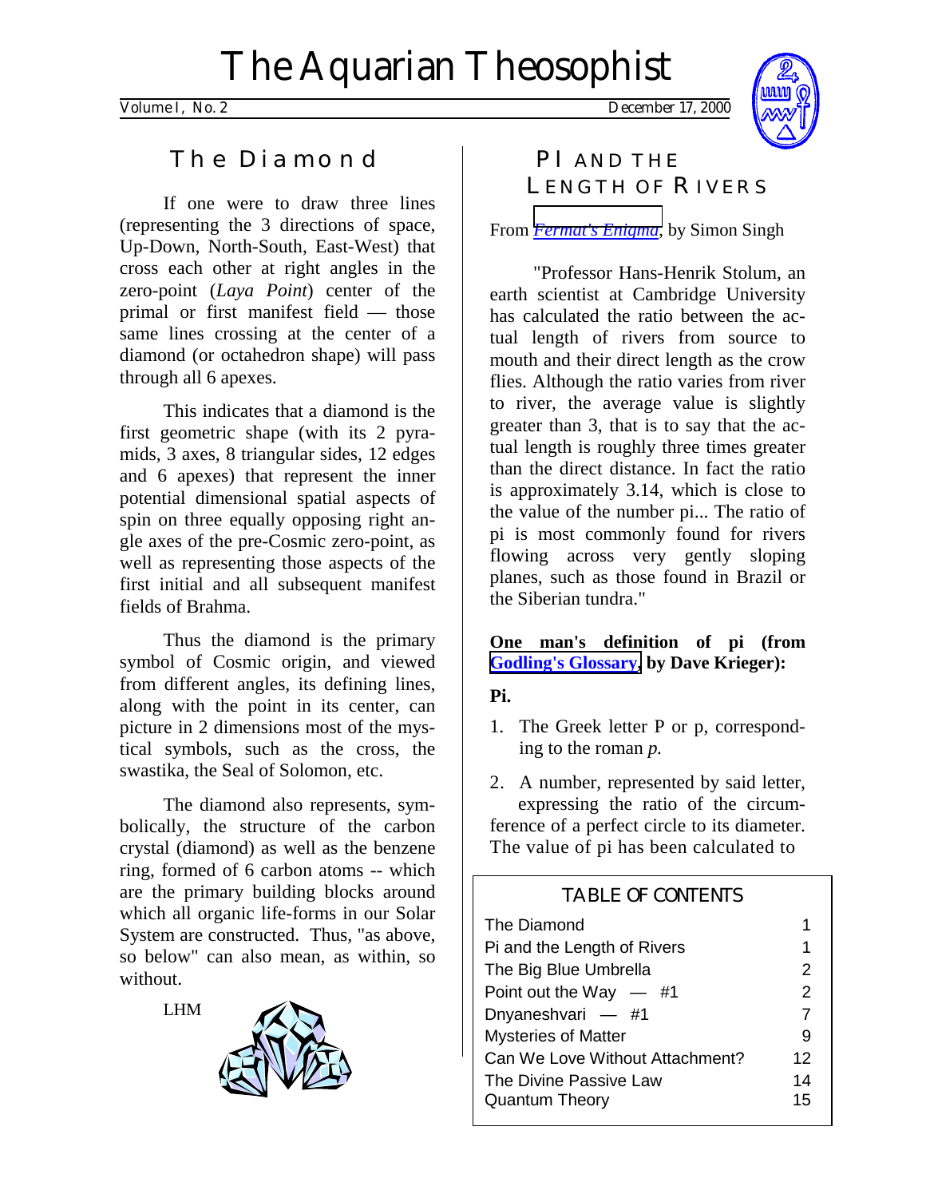# The Aquarian Theosophist

Volume I, No. 2 — December 17, 2000

## The Diamond

If one were to draw three lines (representing the 3 directions of space, Up-Down, North-South, East-West) that cross each other at right angles in the zero-point (*Laya Point*) center of the primal or first manifest field — those same lines crossing at the center of a diamond (or octahedron shape) will pass through all 6 apexes.

This indicates that a diamond is the first geometric shape (with its 2 pyramids, 3 axes, 8 triangular sides, 12 edges and 6 apexes) that represent the inner potential dimensional spatial aspects of spin on three equally opposing right angle axes of the pre-Cosmic zero-point, as well as representing those aspects of the first initial and all subsequent manifest fields of Brahma.

Thus the diamond is the primary symbol of Cosmic origin, and viewed from different angles, its defining lines, along with the point in its center, can picture in 2 dimensions most of the mystical symbols, such as the cross, the swastika, the Seal of Solomon, etc.

The diamond also represents, symbolically, the structure of the carbon crystal (diamond) as well as the benzene ring, formed of 6 carbon atoms -- which are the primary building blocks around which all organic life-forms in our Solar System are constructed. Thus, "as above, so below" can also mean, as within, so without.

LHM

## PI AND THE LENGTH OF RIVERS

From *Fermat's Enigma*, by Simon Singh

"Professor Hans-Henrik Stolum, an earth scientist at Cambridge University has calculated the ratio between the actual length of rivers from source to mouth and their direct length as the crow flies. Although the ratio varies from river to river, the average value is slightly greater than 3, that is to say that the actual length is roughly three times greater than the direct distance. In fact the ratio is approximately 3.14, which is close to the value of the number pi... The ratio of pi is most commonly found for rivers flowing across very gently sloping planes, such as those found in Brazil or the Siberian tundra."

**One man's definition of pi (from Godling's Glossary, by Dave Krieger):**

**Pi.**

1. The Greek letter P or p, corresponding to the roman *p.*
2. A number, represented by said letter, expressing the ratio of the circumference of a perfect circle to its diameter. The value of pi has been calculated to

### TABLE OF CONTENTS

| | |
|---|---|
| The Diamond | 1 |
| Pi and the Length of Rivers | 1 |
| The Big Blue Umbrella | 2 |
| Point out the Way — #1 | 2 |
| Dnyaneshvari — #1 | 7 |
| Mysteries of Matter | 9 |
| Can We Love Without Attachment? | 12 |
| The Divine Passive Law | 14 |
| Quantum Theory | 15 |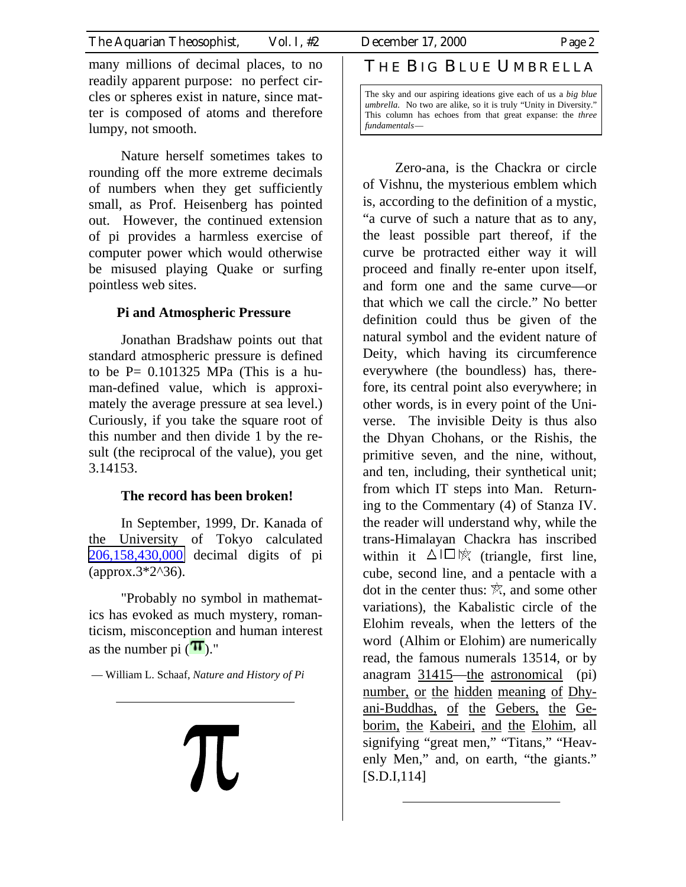many millions of decimal places, to no readily apparent purpose: no perfect circles or spheres exist in nature, since matter is composed of atoms and therefore lumpy, not smooth.

Nature herself sometimes takes to rounding off the more extreme decimals of numbers when they get sufficiently small, as Prof. Heisenberg has pointed out. However, the continued extension of pi provides a harmless exercise of computer power which would otherwise be misused playing Quake or surfing pointless web sites.

### Pi and Atmospheric Pressure

Jonathan Bradshaw points out that standard atmospheric pressure is defined to be P= 0.101325 MPa (This is a human-defined value, which is approximately the average pressure at sea level.) Curiously, if you take the square root of this number and then divide 1 by the result (the reciprocal of the value), you get 3.14153.

### The record has been broken!

In September, 1999, Dr. Kanada of the University of Tokyo calculated 206,158,430,000 decimal digits of pi (approx.3*2^36).

"Probably no symbol in mathematics has evoked as much mystery, romanticism, misconception and human interest as the number pi (π)."

— William L. Schaaf, *Nature and History of Pi*

---

π

## THE BIG BLUE UMBRELLA

The sky and our aspiring ideations give each of us a *big blue umbrella.* No two are alike, so it is truly "Unity in Diversity." This column has echoes from that great expanse: the *three fundamentals*—

Zero-ana, is the Chackra or circle of Vishnu, the mysterious emblem which is, according to the definition of a mystic, "a curve of such a nature that as to any, the least possible part thereof, if the curve be protracted either way it will proceed and finally re-enter upon itself, and form one and the same curve—or that which we call the circle." No better definition could thus be given of the natural symbol and the evident nature of Deity, which having its circumference everywhere (the boundless) has, therefore, its central point also everywhere; in other words, is in every point of the Universe. The invisible Deity is thus also the Dhyan Chohans, or the Rishis, the primitive seven, and the nine, without, and ten, including, their synthetical unit; from which IT steps into Man. Returning to the Commentary (4) of Stanza IV. the reader will understand why, while the trans-Himalayan Chackra has inscribed within it △|□✡ (triangle, first line, cube, second line, and a pentacle with a dot in the center thus: ✡, and some other variations), the Kabalistic circle of the Elohim reveals, when the letters of the word (Alhim or Elohim) are numerically read, the famous numerals 13514, or by anagram 31415—the astronomical (pi) number, or the hidden meaning of Dhyani-Buddhas, of the Gebers, the Geborim, the Kabeiri, and the Elohim, all signifying "great men," "Titans," "Heavenly Men," and, on earth, "the giants." [S.D.I,114]

---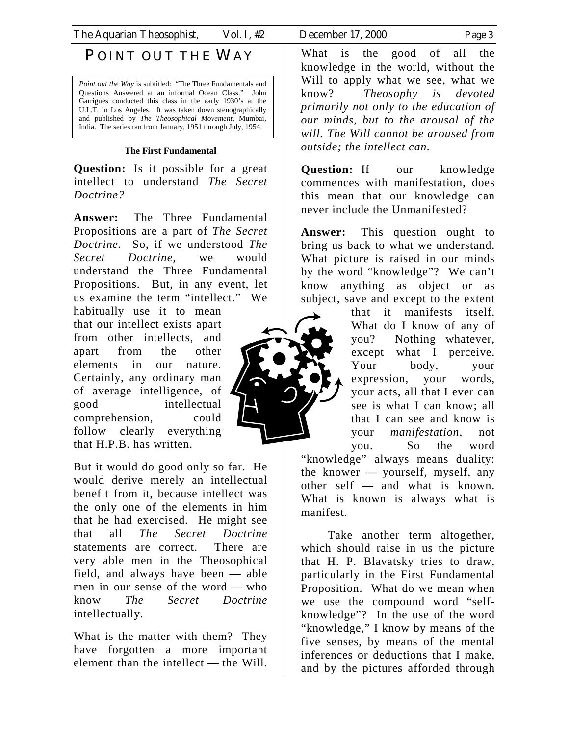# POINT OUT THE WAY

*Point out the Way* is subtitled: "The Three Fundamentals and Questions Answered at an informal Ocean Class." John Garrigues conducted this class in the early 1930's at the U.L.T. in Los Angeles. It was taken down stenographically and published by *The Theosophical Movement*, Mumbai, India. The series ran from January, 1951 through July, 1954.

**The First Fundamental**

**Question:** Is it possible for a great intellect to understand *The Secret Doctrine?*

**Answer:** The Three Fundamental Propositions are a part of *The Secret Doctrine*. So, if we understood *The Secret Doctrine*, we would understand the Three Fundamental Propositions. But, in any event, let us examine the term "intellect." We habitually use it to mean that our intellect exists apart from other intellects, and apart from the other elements in our nature. Certainly, any ordinary man of average intelligence, of good intellectual comprehension, could follow clearly everything that H.P.B. has written.

But it would do good only so far. He would derive merely an intellectual benefit from it, because intellect was the only one of the elements in him that he had exercised. He might see that all *The Secret Doctrine* statements are correct. There are very able men in the Theosophical field, and always have been — able men in our sense of the word — who know *The Secret Doctrine* intellectually.

What is the matter with them? They have forgotten a more important element than the intellect — the Will. What is the good of all the knowledge in the world, without the Will to apply what we see, what we know? *Theosophy is devoted primarily not only to the education of our minds, but to the arousal of the will. The Will cannot be aroused from outside; the intellect can.*

**Question:** If our knowledge commences with manifestation, does this mean that our knowledge can never include the Unmanifested?

**Answer:** This question ought to bring us back to what we understand. What picture is raised in our minds by the word "knowledge"? We can't know anything as object or as subject, save and except to the extent that it manifests itself. What do I know of any of you? Nothing whatever, except what I perceive. Your body, your expression, your words, your acts, all that I ever can see is what I can know; all that I can see and know is your *manifestation*, not you. So the word "knowledge" always means duality: the knower — yourself, myself, any other self — and what is known. What is known is always what is manifest.

Take another term altogether, which should raise in us the picture that H. P. Blavatsky tries to draw, particularly in the First Fundamental Proposition. What do we mean when we use the compound word "self-knowledge"? In the use of the word "knowledge," I know by means of the five senses, by means of the mental inferences or deductions that I make, and by the pictures afforded through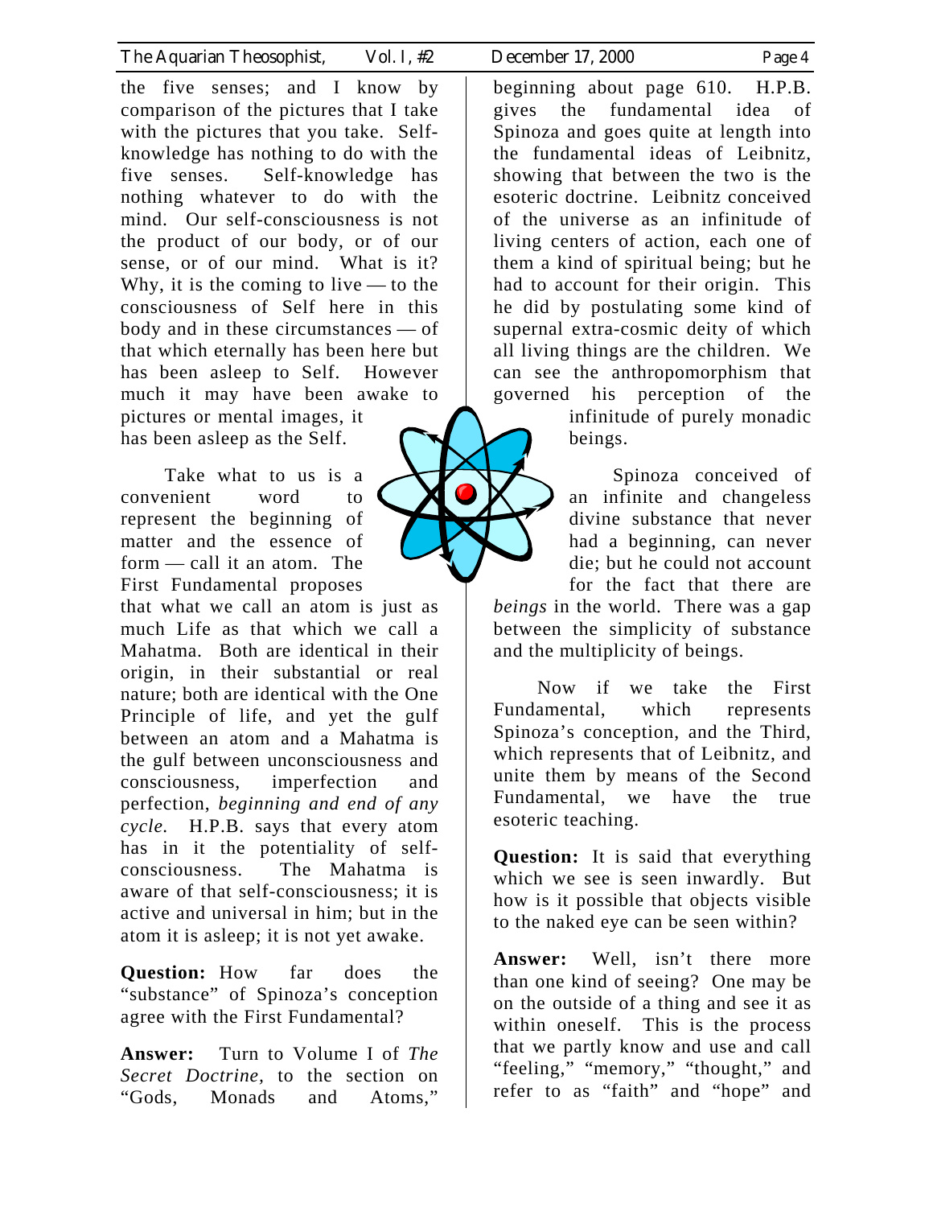the five senses; and I know by comparison of the pictures that I take with the pictures that you take. Self-knowledge has nothing to do with the five senses. Self-knowledge has nothing whatever to do with the mind. Our self-consciousness is not the product of our body, or of our sense, or of our mind. What is it? Why, it is the coming to live — to the consciousness of Self here in this body and in these circumstances — of that which eternally has been here but has been asleep to Self. However much it may have been awake to pictures or mental images, it has been asleep as the Self.

Take what to us is a convenient word to represent the beginning of matter and the essence of form — call it an atom. The First Fundamental proposes that what we call an atom is just as much Life as that which we call a Mahatma. Both are identical in their origin, in their substantial or real nature; both are identical with the One Principle of life, and yet the gulf between an atom and a Mahatma is the gulf between unconsciousness and consciousness, imperfection and perfection, *beginning and end of any cycle.* H.P.B. says that every atom has in it the potentiality of self-consciousness. The Mahatma is aware of that self-consciousness; it is active and universal in him; but in the atom it is asleep; it is not yet awake.

**Question:** How far does the "substance" of Spinoza's conception agree with the First Fundamental?

**Answer:** Turn to Volume I of *The Secret Doctrine*, to the section on "Gods, Monads and Atoms," beginning about page 610. H.P.B. gives the fundamental idea of Spinoza and goes quite at length into the fundamental ideas of Leibnitz, showing that between the two is the esoteric doctrine. Leibnitz conceived of the universe as an infinitude of living centers of action, each one of them a kind of spiritual being; but he had to account for their origin. This he did by postulating some kind of supernal extra-cosmic deity of which all living things are the children. We can see the anthropomorphism that governed his perception of the infinitude of purely monadic beings.

Spinoza conceived of an infinite and changeless divine substance that never had a beginning, can never die; but he could not account for the fact that there are *beings* in the world. There was a gap between the simplicity of substance and the multiplicity of beings.

Now if we take the First Fundamental, which represents Spinoza's conception, and the Third, which represents that of Leibnitz, and unite them by means of the Second Fundamental, we have the true esoteric teaching.

**Question:** It is said that everything which we see is seen inwardly. But how is it possible that objects visible to the naked eye can be seen within?

**Answer:** Well, isn't there more than one kind of seeing? One may be on the outside of a thing and see it as within oneself. This is the process that we partly know and use and call "feeling," "memory," "thought," and refer to as "faith" and "hope" and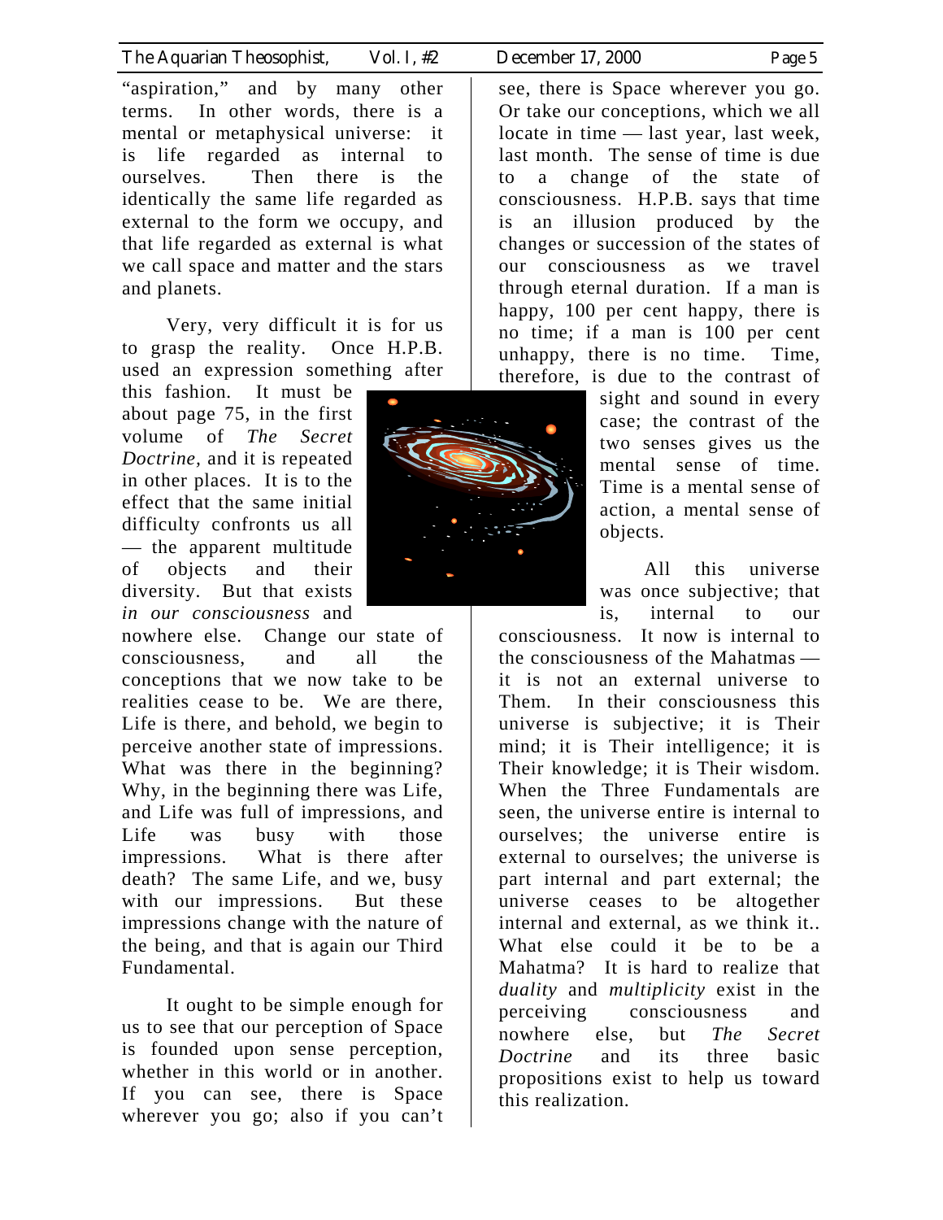"aspiration," and by many other terms. In other words, there is a mental or metaphysical universe: it is life regarded as internal to ourselves. Then there is the identically the same life regarded as external to the form we occupy, and that life regarded as external is what we call space and matter and the stars and planets.

Very, very difficult it is for us to grasp the reality. Once H.P.B. used an expression something after this fashion. It must be about page 75, in the first volume of *The Secret Doctrine,* and it is repeated in other places. It is to the effect that the same initial difficulty confronts us all — the apparent multitude of objects and their diversity. But that exists *in our consciousness* and nowhere else. Change our state of consciousness, and all the conceptions that we now take to be realities cease to be. We are there, Life is there, and behold, we begin to perceive another state of impressions. What was there in the beginning? Why, in the beginning there was Life, and Life was full of impressions, and Life was busy with those impressions. What is there after death? The same Life, and we, busy with our impressions. But these impressions change with the nature of the being, and that is again our Third Fundamental.

It ought to be simple enough for us to see that our perception of Space is founded upon sense perception, whether in this world or in another. If you can see, there is Space wherever you go; also if you can't see, there is Space wherever you go. Or take our conceptions, which we all locate in time — last year, last week, last month. The sense of time is due to a change of the state of consciousness. H.P.B. says that time is an illusion produced by the changes or succession of the states of our consciousness as we travel through eternal duration. If a man is happy, 100 per cent happy, there is no time; if a man is 100 per cent unhappy, there is no time. Time, therefore, is due to the contrast of sight and sound in every case; the contrast of the two senses gives us the mental sense of time. Time is a mental sense of action, a mental sense of objects.

All this universe was once subjective; that is, internal to our consciousness. It now is internal to the consciousness of the Mahatmas — it is not an external universe to Them. In their consciousness this universe is subjective; it is Their mind; it is Their intelligence; it is Their knowledge; it is Their wisdom. When the Three Fundamentals are seen, the universe entire is internal to ourselves; the universe entire is external to ourselves; the universe is part internal and part external; the universe ceases to be altogether internal and external, as we think it.. What else could it be to be a Mahatma? It is hard to realize that *duality* and *multiplicity* exist in the perceiving consciousness and nowhere else, but *The Secret Doctrine* and its three basic propositions exist to help us toward this realization.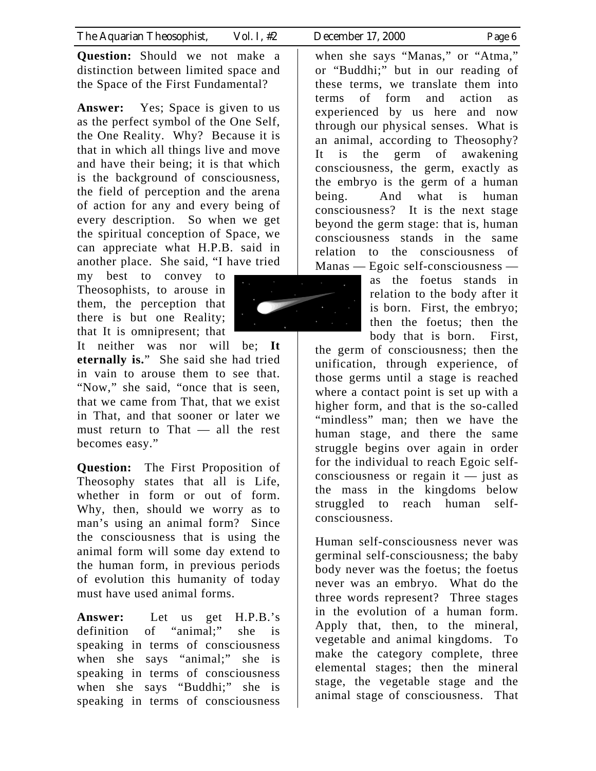**Question:** Should we not make a distinction between limited space and the Space of the First Fundamental?

**Answer:** Yes; Space is given to us as the perfect symbol of the One Self, the One Reality. Why? Because it is that in which all things live and move and have their being; it is that which is the background of consciousness, the field of perception and the arena of action for any and every being of every description. So when we get the spiritual conception of Space, we can appreciate what H.P.B. said in another place. She said, "I have tried my best to convey to Theosophists, to arouse in them, the perception that there is but one Reality; that It is omnipresent; that It neither was nor will be; **It eternally is.**" She said she had tried in vain to arouse them to see that. "Now," she said, "once that is seen, that we came from That, that we exist in That, and that sooner or later we must return to That — all the rest becomes easy."

**Question:** The First Proposition of Theosophy states that all is Life, whether in form or out of form. Why, then, should we worry as to man's using an animal form? Since the consciousness that is using the animal form will some day extend to the human form, in previous periods of evolution this humanity of today must have used animal forms.

**Answer:** Let us get H.P.B.'s definition of "animal;" she is speaking in terms of consciousness when she says "animal;" she is speaking in terms of consciousness when she says "Buddhi;" she is speaking in terms of consciousness when she says "Manas," or "Atma," or "Buddhi;" but in our reading of these terms, we translate them into terms of form and action as experienced by us here and now through our physical senses. What is an animal, according to Theosophy? It is the germ of awakening consciousness, the germ, exactly as the embryo is the germ of a human being. And what is human consciousness? It is the next stage beyond the germ stage: that is, human consciousness stands in the same relation to the consciousness of Manas — Egoic self-consciousness — as the foetus stands in relation to the body after it is born. First, the embryo; then the foetus; then the body that is born. First, the germ of consciousness; then the unification, through experience, of those germs until a stage is reached where a contact point is set up with a higher form, and that is the so-called "mindless" man; then we have the human stage, and there the same struggle begins over again in order for the individual to reach Egoic self-consciousness or regain it — just as the mass in the kingdoms below struggled to reach human self-consciousness.

Human self-consciousness never was germinal self-consciousness; the baby body never was the foetus; the foetus never was an embryo. What do the three words represent? Three stages in the evolution of a human form. Apply that, then, to the mineral, vegetable and animal kingdoms. To make the category complete, three elemental stages; then the mineral stage, the vegetable stage and the animal stage of consciousness. That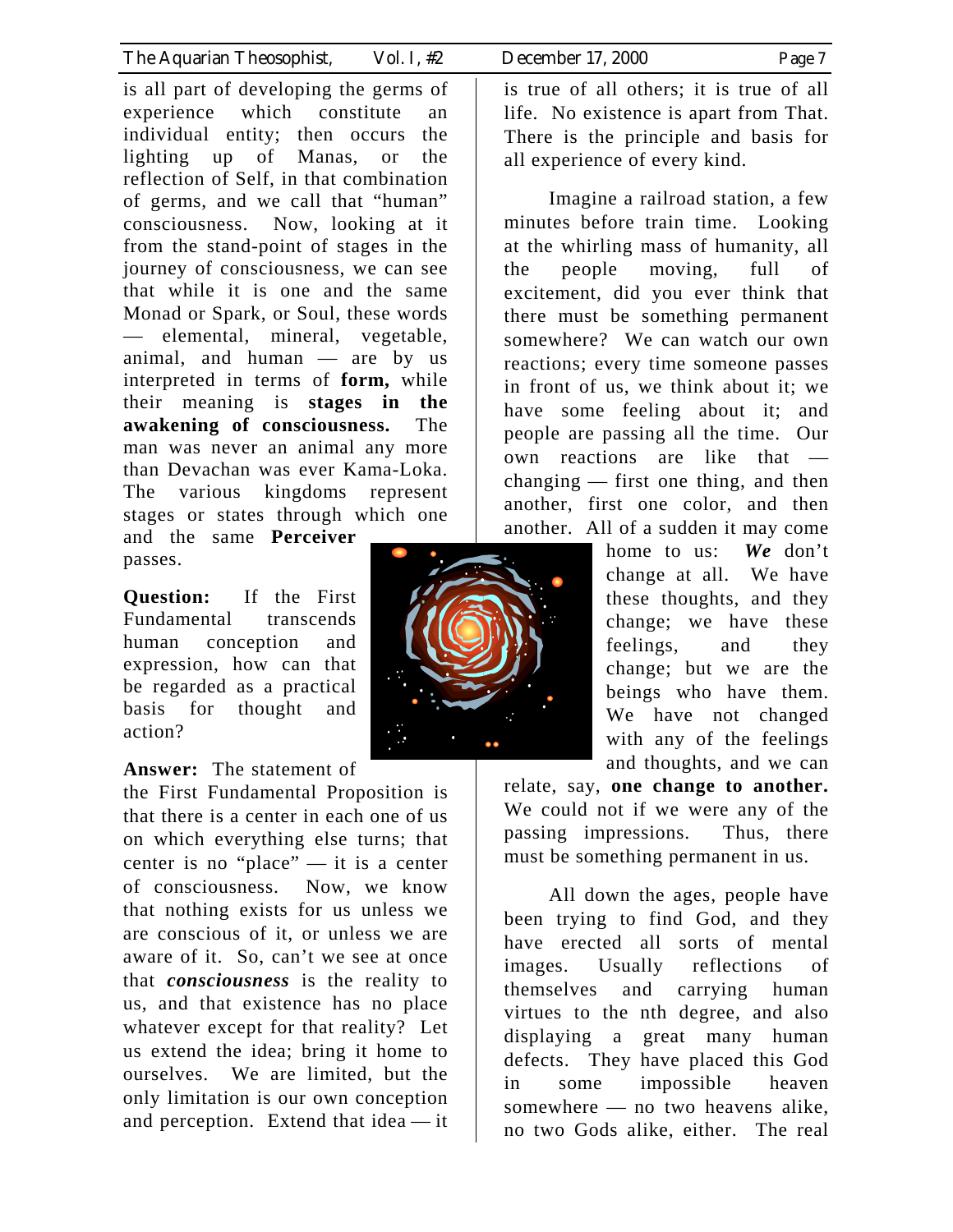is all part of developing the germs of experience which constitute an individual entity; then occurs the lighting up of Manas, or the reflection of Self, in that combination of germs, and we call that "human" consciousness. Now, looking at it from the stand-point of stages in the journey of consciousness, we can see that while it is one and the same Monad or Spark, or Soul, these words — elemental, mineral, vegetable, animal, and human — are by us interpreted in terms of **form,** while their meaning is **stages in the awakening of consciousness.** The man was never an animal any more than Devachan was ever Kama-Loka. The various kingdoms represent stages or states through which one and the same **Perceiver** passes.

**Question:** If the First Fundamental transcends human conception and expression, how can that be regarded as a practical basis for thought and action?

**Answer:** The statement of the First Fundamental Proposition is that there is a center in each one of us on which everything else turns; that center is no "place" — it is a center of consciousness. Now, we know that nothing exists for us unless we are conscious of it, or unless we are aware of it. So, can't we see at once that ***consciousness*** is the reality to us, and that existence has no place whatever except for that reality? Let us extend the idea; bring it home to ourselves. We are limited, but the only limitation is our own conception and perception. Extend that idea — it is true of all others; it is true of all life. No existence is apart from That. There is the principle and basis for all experience of every kind.

Imagine a railroad station, a few minutes before train time. Looking at the whirling mass of humanity, all the people moving, full of excitement, did you ever think that there must be something permanent somewhere? We can watch our own reactions; every time someone passes in front of us, we think about it; we have some feeling about it; and people are passing all the time. Our own reactions are like that — changing — first one thing, and then another, first one color, and then another. All of a sudden it may come home to us: ***We*** don't change at all. We have these thoughts, and they change; we have these feelings, and they change; but we are the beings who have them. We have not changed with any of the feelings and thoughts, and we can relate, say, **one change to another.** We could not if we were any of the passing impressions. Thus, there must be something permanent in us.

All down the ages, people have been trying to find God, and they have erected all sorts of mental images. Usually reflections of themselves and carrying human virtues to the nth degree, and also displaying a great many human defects. They have placed this God in some impossible heaven somewhere — no two heavens alike, no two Gods alike, either. The real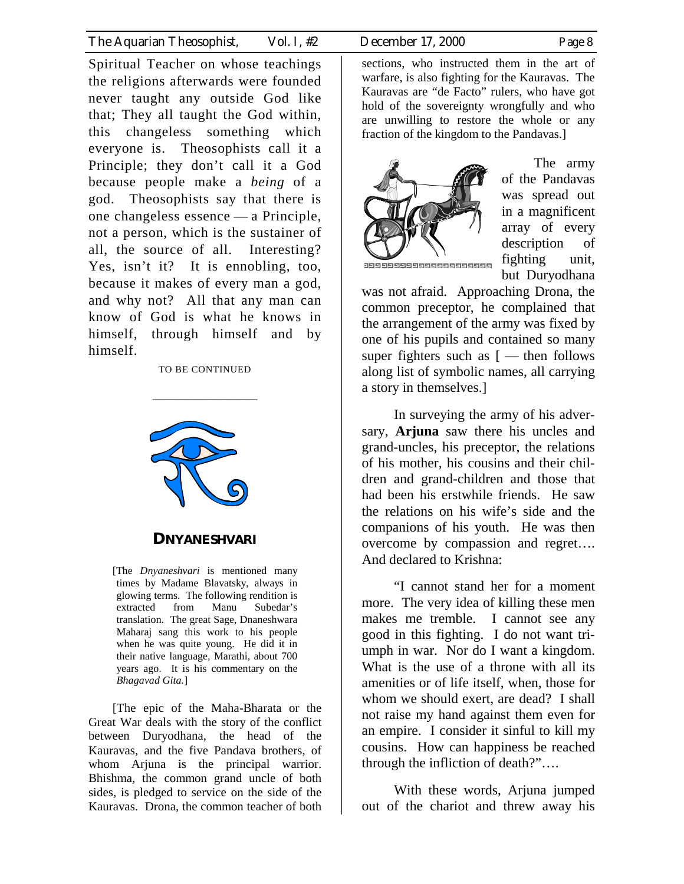Spiritual Teacher on whose teachings the religions afterwards were founded never taught any outside God like that; They all taught the God within, this changeless something which everyone is. Theosophists call it a Principle; they don't call it a God because people make a *being* of a god. Theosophists say that there is one changeless essence — a Principle, not a person, which is the sustainer of all, the source of all. Interesting? Yes, isn't it? It is ennobling, too, because it makes of every man a god, and why not? All that any man can know of God is what he knows in himself, through himself and by himself.

TO BE CONTINUED

---

## DNYANESHVARI

[The *Dnyaneshvari* is mentioned many times by Madame Blavatsky, always in glowing terms. The following rendition is extracted from Manu Subedar's translation. The great Sage, Dnaneshwara Maharaj sang this work to his people when he was quite young. He did it in their native language, Marathi, about 700 years ago. It is his commentary on the *Bhagavad Gita.*]

[The epic of the Maha-Bharata or the Great War deals with the story of the conflict between Duryodhana, the head of the Kauravas, and the five Pandava brothers, of whom Arjuna is the principal warrior. Bhishma, the common grand uncle of both sides, is pledged to service on the side of the Kauravas. Drona, the common teacher of both sections, who instructed them in the art of warfare, is also fighting for the Kauravas. The Kauravas are "de Facto" rulers, who have got hold of the sovereignty wrongfully and who are unwilling to restore the whole or any fraction of the kingdom to the Pandavas.]

The army of the Pandavas was spread out in a magnificent array of every description of fighting unit, but Duryodhana was not afraid. Approaching Drona, the common preceptor, he complained that the arrangement of the army was fixed by one of his pupils and contained so many super fighters such as [ — then follows along list of symbolic names, all carrying a story in themselves.]

In surveying the army of his adversary, **Arjuna** saw there his uncles and grand-uncles, his preceptor, the relations of his mother, his cousins and their children and grand-children and those that had been his erstwhile friends. He saw the relations on his wife's side and the companions of his youth. He was then overcome by compassion and regret…. And declared to Krishna:

"I cannot stand her for a moment more. The very idea of killing these men makes me tremble. I cannot see any good in this fighting. I do not want triumph in war. Nor do I want a kingdom. What is the use of a throne with all its amenities or of life itself, when, those for whom we should exert, are dead? I shall not raise my hand against them even for an empire. I consider it sinful to kill my cousins. How can happiness be reached through the infliction of death?"….

With these words, Arjuna jumped out of the chariot and threw away his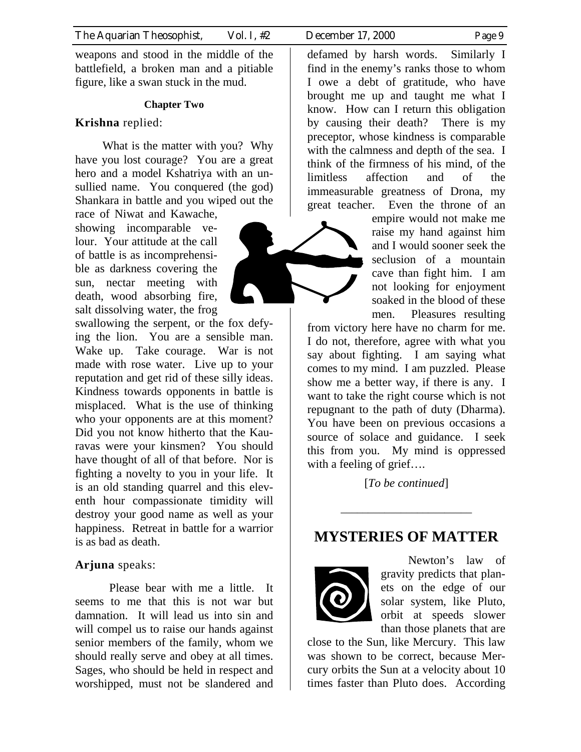weapons and stood in the middle of the battlefield, a broken man and a pitiable figure, like a swan stuck in the mud.

**Chapter Two**

**Krishna** replied:

What is the matter with you? Why have you lost courage? You are a great hero and a model Kshatriya with an unsullied name. You conquered (the god) Shankara in battle and you wiped out the race of Niwat and Kawache, showing incomparable velour. Your attitude at the call of battle is as incomprehensible as darkness covering the sun, nectar meeting with death, wood absorbing fire, salt dissolving water, the frog swallowing the serpent, or the fox defying the lion. You are a sensible man. Wake up. Take courage. War is not made with rose water. Live up to your reputation and get rid of these silly ideas. Kindness towards opponents in battle is misplaced. What is the use of thinking who your opponents are at this moment? Did you not know hitherto that the Kauravas were your kinsmen? You should have thought of all of that before. Nor is fighting a novelty to you in your life. It is an old standing quarrel and this eleventh hour compassionate timidity will destroy your good name as well as your happiness. Retreat in battle for a warrior is as bad as death.

**Arjuna** speaks:

Please bear with me a little. It seems to me that this is not war but damnation. It will lead us into sin and will compel us to raise our hands against senior members of the family, whom we should really serve and obey at all times. Sages, who should be held in respect and worshipped, must not be slandered and defamed by harsh words. Similarly I find in the enemy's ranks those to whom I owe a debt of gratitude, who have brought me up and taught me what I know. How can I return this obligation by causing their death? There is my preceptor, whose kindness is comparable with the calmness and depth of the sea. I think of the firmness of his mind, of the limitless affection and of the immeasurable greatness of Drona, my great teacher. Even the throne of an empire would not make me raise my hand against him and I would sooner seek the seclusion of a mountain cave than fight him. I am not looking for enjoyment soaked in the blood of these men. Pleasures resulting from victory here have no charm for me. I do not, therefore, agree with what you say about fighting. I am saying what comes to my mind. I am puzzled. Please show me a better way, if there is any. I want to take the right course which is not repugnant to the path of duty (Dharma). You have been on previous occasions a source of solace and guidance. I seek this from you. My mind is oppressed with a feeling of grief….

[*To be continued*]

---

## MYSTERIES OF MATTER

Newton's law of gravity predicts that planets on the edge of our solar system, like Pluto, orbit at speeds slower than those planets that are close to the Sun, like Mercury. This law was shown to be correct, because Mercury orbits the Sun at a velocity about 10 times faster than Pluto does. According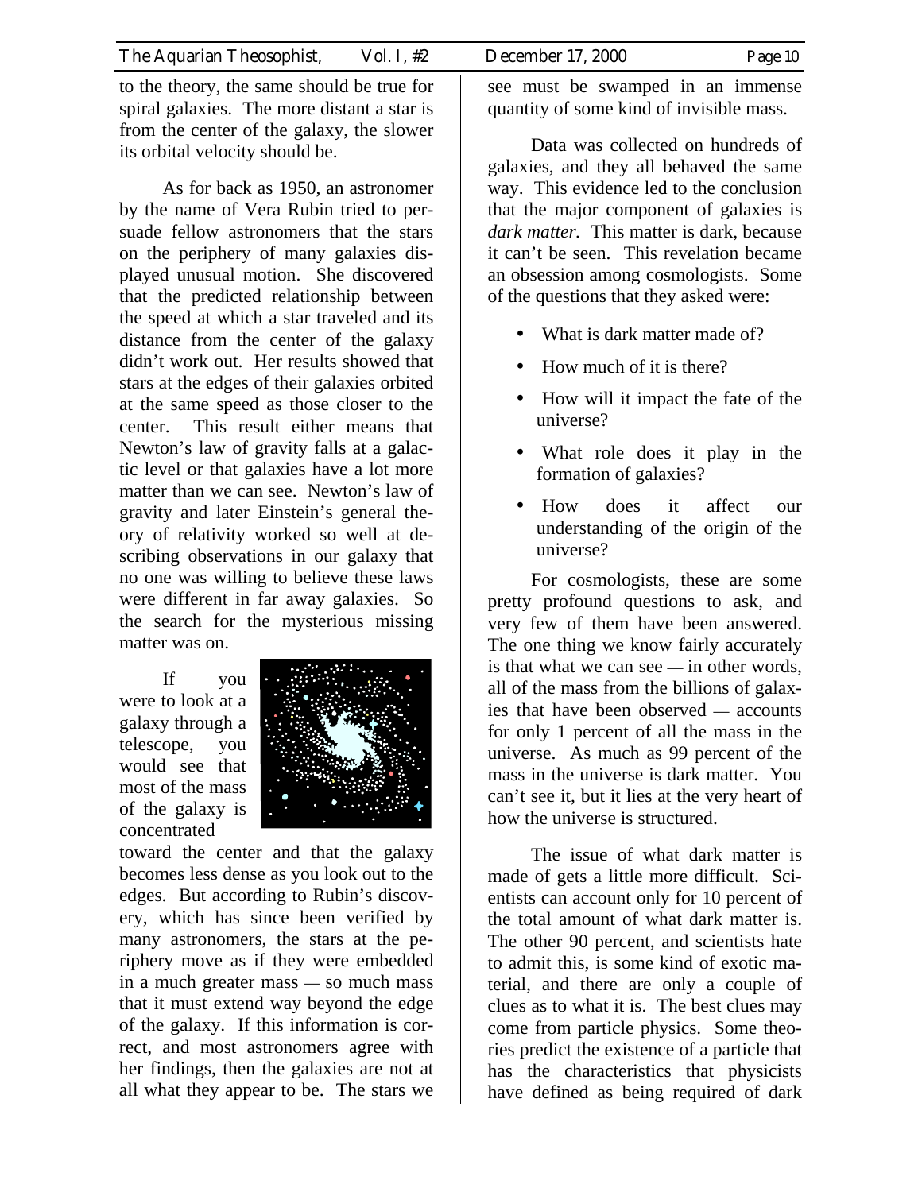to the theory, the same should be true for spiral galaxies. The more distant a star is from the center of the galaxy, the slower its orbital velocity should be.

As for back as 1950, an astronomer by the name of Vera Rubin tried to persuade fellow astronomers that the stars on the periphery of many galaxies displayed unusual motion. She discovered that the predicted relationship between the speed at which a star traveled and its distance from the center of the galaxy didn't work out. Her results showed that stars at the edges of their galaxies orbited at the same speed as those closer to the center. This result either means that Newton's law of gravity falls at a galactic level or that galaxies have a lot more matter than we can see. Newton's law of gravity and later Einstein's general theory of relativity worked so well at describing observations in our galaxy that no one was willing to believe these laws were different in far away galaxies. So the search for the mysterious missing matter was on.

If you were to look at a galaxy through a telescope, you would see that most of the mass of the galaxy is concentrated toward the center and that the galaxy becomes less dense as you look out to the edges. But according to Rubin's discovery, which has since been verified by many astronomers, the stars at the periphery move as if they were embedded in a much greater mass — so much mass that it must extend way beyond the edge of the galaxy. If this information is correct, and most astronomers agree with her findings, then the galaxies are not at all what they appear to be. The stars we see must be swamped in an immense quantity of some kind of invisible mass.

Data was collected on hundreds of galaxies, and they all behaved the same way. This evidence led to the conclusion that the major component of galaxies is *dark matter.* This matter is dark, because it can't be seen. This revelation became an obsession among cosmologists. Some of the questions that they asked were:

- What is dark matter made of?
- How much of it is there?
- How will it impact the fate of the universe?
- What role does it play in the formation of galaxies?
- How does it affect our understanding of the origin of the universe?

For cosmologists, these are some pretty profound questions to ask, and very few of them have been answered. The one thing we know fairly accurately is that what we can see — in other words, all of the mass from the billions of galaxies that have been observed — accounts for only 1 percent of all the mass in the universe. As much as 99 percent of the mass in the universe is dark matter. You can't see it, but it lies at the very heart of how the universe is structured.

The issue of what dark matter is made of gets a little more difficult. Scientists can account only for 10 percent of the total amount of what dark matter is. The other 90 percent, and scientists hate to admit this, is some kind of exotic material, and there are only a couple of clues as to what it is. The best clues may come from particle physics. Some theories predict the existence of a particle that has the characteristics that physicists have defined as being required of dark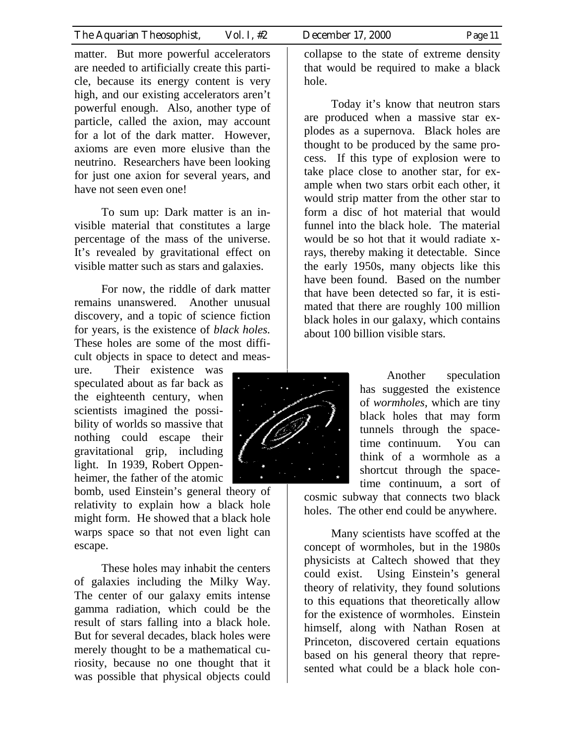matter. But more powerful accelerators are needed to artificially create this particle, because its energy content is very high, and our existing accelerators aren't powerful enough. Also, another type of particle, called the axion, may account for a lot of the dark matter. However, axioms are even more elusive than the neutrino. Researchers have been looking for just one axion for several years, and have not seen even one!

To sum up: Dark matter is an invisible material that constitutes a large percentage of the mass of the universe. It's revealed by gravitational effect on visible matter such as stars and galaxies.

For now, the riddle of dark matter remains unanswered. Another unusual discovery, and a topic of science fiction for years, is the existence of *black holes.* These holes are some of the most difficult objects in space to detect and measure. Their existence was speculated about as far back as the eighteenth century, when scientists imagined the possibility of worlds so massive that nothing could escape their gravitational grip, including light. In 1939, Robert Oppenheimer, the father of the atomic bomb, used Einstein's general theory of relativity to explain how a black hole might form. He showed that a black hole warps space so that not even light can escape.

These holes may inhabit the centers of galaxies including the Milky Way. The center of our galaxy emits intense gamma radiation, which could be the result of stars falling into a black hole. But for several decades, black holes were merely thought to be a mathematical curiosity, because no one thought that it was possible that physical objects could collapse to the state of extreme density that would be required to make a black hole.

Today it's know that neutron stars are produced when a massive star explodes as a supernova. Black holes are thought to be produced by the same process. If this type of explosion were to take place close to another star, for example when two stars orbit each other, it would strip matter from the other star to form a disc of hot material that would funnel into the black hole. The material would be so hot that it would radiate x-rays, thereby making it detectable. Since the early 1950s, many objects like this have been found. Based on the number that have been detected so far, it is estimated that there are roughly 100 million black holes in our galaxy, which contains about 100 billion visible stars.

Another speculation has suggested the existence of *wormholes,* which are tiny black holes that may form tunnels through the space-time continuum. You can think of a wormhole as a shortcut through the space-time continuum, a sort of cosmic subway that connects two black holes. The other end could be anywhere.

Many scientists have scoffed at the concept of wormholes, but in the 1980s physicists at Caltech showed that they could exist. Using Einstein's general theory of relativity, they found solutions to this equations that theoretically allow for the existence of wormholes. Einstein himself, along with Nathan Rosen at Princeton, discovered certain equations based on his general theory that represented what could be a black hole con-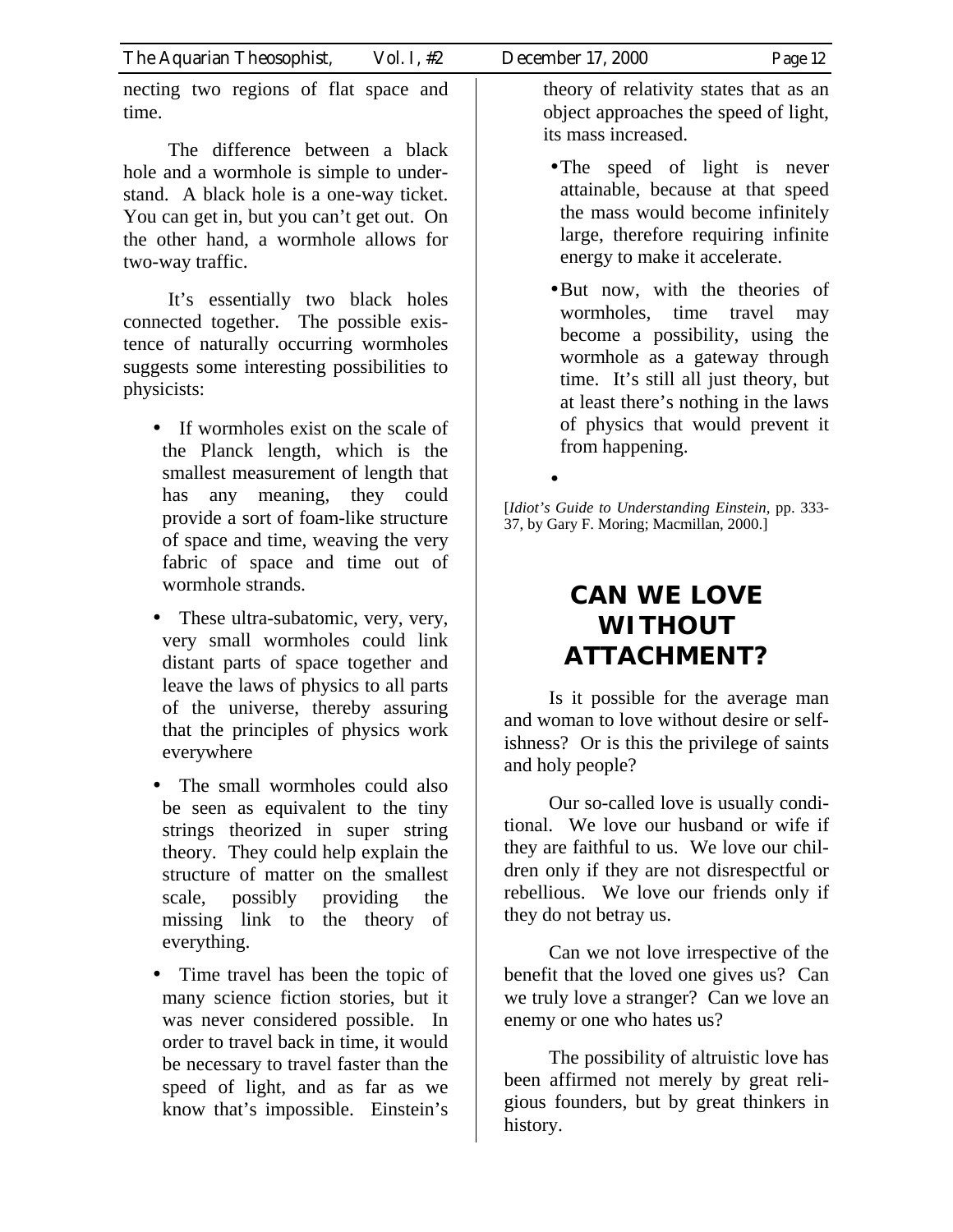necting two regions of flat space and time.

The difference between a black hole and a wormhole is simple to understand. A black hole is a one-way ticket. You can get in, but you can't get out. On the other hand, a wormhole allows for two-way traffic.

It's essentially two black holes connected together. The possible existence of naturally occurring wormholes suggests some interesting possibilities to physicists:

- If wormholes exist on the scale of the Planck length, which is the smallest measurement of length that has any meaning, they could provide a sort of foam-like structure of space and time, weaving the very fabric of space and time out of wormhole strands.
- These ultra-subatomic, very, very, very small wormholes could link distant parts of space together and leave the laws of physics to all parts of the universe, thereby assuring that the principles of physics work everywhere
- The small wormholes could also be seen as equivalent to the tiny strings theorized in super string theory. They could help explain the structure of matter on the smallest scale, possibly providing the missing link to the theory of everything.
- Time travel has been the topic of many science fiction stories, but it was never considered possible. In order to travel back in time, it would be necessary to travel faster than the speed of light, and as far as we know that's impossible. Einstein's theory of relativity states that as an object approaches the speed of light, its mass increased.
- The speed of light is never attainable, because at that speed the mass would become infinitely large, therefore requiring infinite energy to make it accelerate.
- But now, with the theories of wormholes, time travel may become a possibility, using the wormhole as a gateway through time. It's still all just theory, but at least there's nothing in the laws of physics that would prevent it from happening.

[*Idiot's Guide to Understanding Einstein*, pp. 333-37, by Gary F. Moring; Macmillan, 2000.]

## CAN WE LOVE WITHOUT ATTACHMENT?

Is it possible for the average man and woman to love without desire or selfishness? Or is this the privilege of saints and holy people?

Our so-called love is usually conditional. We love our husband or wife if they are faithful to us. We love our children only if they are not disrespectful or rebellious. We love our friends only if they do not betray us.

Can we not love irrespective of the benefit that the loved one gives us? Can we truly love a stranger? Can we love an enemy or one who hates us?

The possibility of altruistic love has been affirmed not merely by great religious founders, but by great thinkers in history.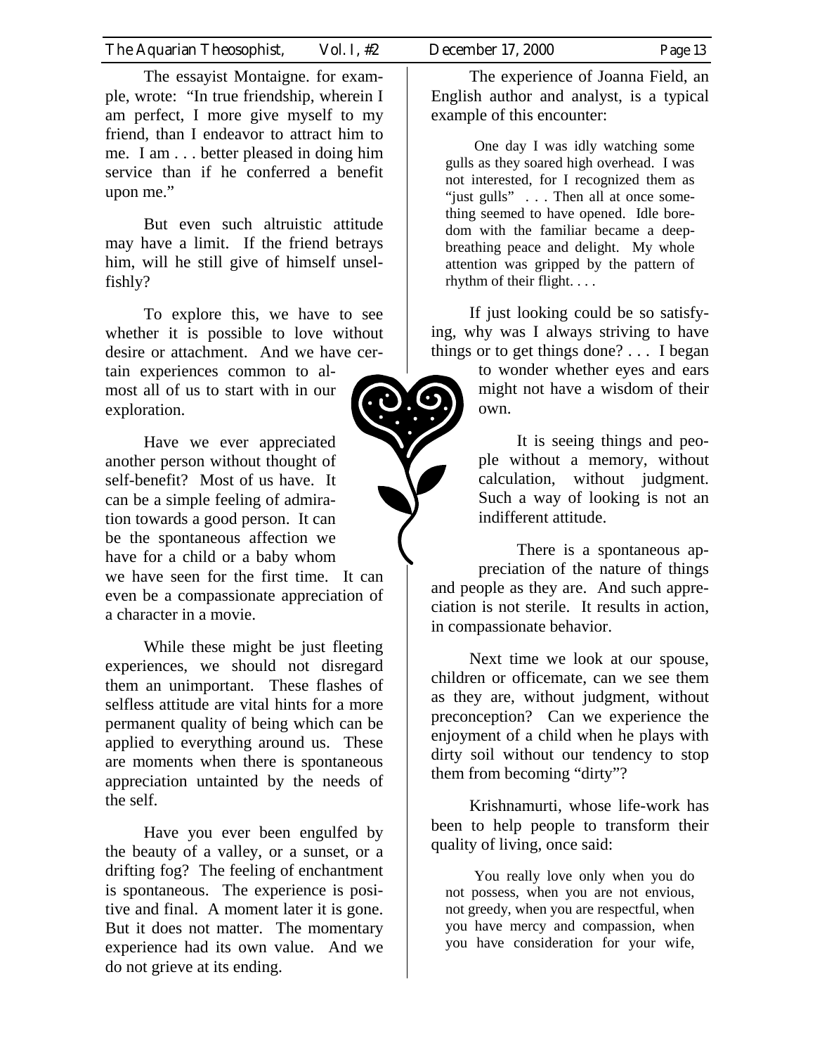The essayist Montaigne. for example, wrote: "In true friendship, wherein I am perfect, I more give myself to my friend, than I endeavor to attract him to me. I am . . . better pleased in doing him service than if he conferred a benefit upon me."

But even such altruistic attitude may have a limit. If the friend betrays him, will he still give of himself unselfishly?

To explore this, we have to see whether it is possible to love without desire or attachment. And we have certain experiences common to almost all of us to start with in our exploration.

Have we ever appreciated another person without thought of self-benefit? Most of us have. It can be a simple feeling of admiration towards a good person. It can be the spontaneous affection we have for a child or a baby whom we have seen for the first time. It can even be a compassionate appreciation of a character in a movie.

While these might be just fleeting experiences, we should not disregard them an unimportant. These flashes of selfless attitude are vital hints for a more permanent quality of being which can be applied to everything around us. These are moments when there is spontaneous appreciation untainted by the needs of the self.

Have you ever been engulfed by the beauty of a valley, or a sunset, or a drifting fog? The feeling of enchantment is spontaneous. The experience is positive and final. A moment later it is gone. But it does not matter. The momentary experience had its own value. And we do not grieve at its ending.

The experience of Joanna Field, an English author and analyst, is a typical example of this encounter:

> One day I was idly watching some gulls as they soared high overhead. I was not interested, for I recognized them as "just gulls" . . . Then all at once something seemed to have opened. Idle boredom with the familiar became a deep-breathing peace and delight. My whole attention was gripped by the pattern of rhythm of their flight. . . .

If just looking could be so satisfying, why was I always striving to have things or to get things done? . . . I began to wonder whether eyes and ears might not have a wisdom of their own.

It is seeing things and people without a memory, without calculation, without judgment. Such a way of looking is not an indifferent attitude.

There is a spontaneous appreciation of the nature of things and people as they are. And such appreciation is not sterile. It results in action, in compassionate behavior.

Next time we look at our spouse, children or officemate, can we see them as they are, without judgment, without preconception? Can we experience the enjoyment of a child when he plays with dirty soil without our tendency to stop them from becoming "dirty"?

Krishnamurti, whose life-work has been to help people to transform their quality of living, once said:

> You really love only when you do not possess, when you are not envious, not greedy, when you are respectful, when you have mercy and compassion, when you have consideration for your wife,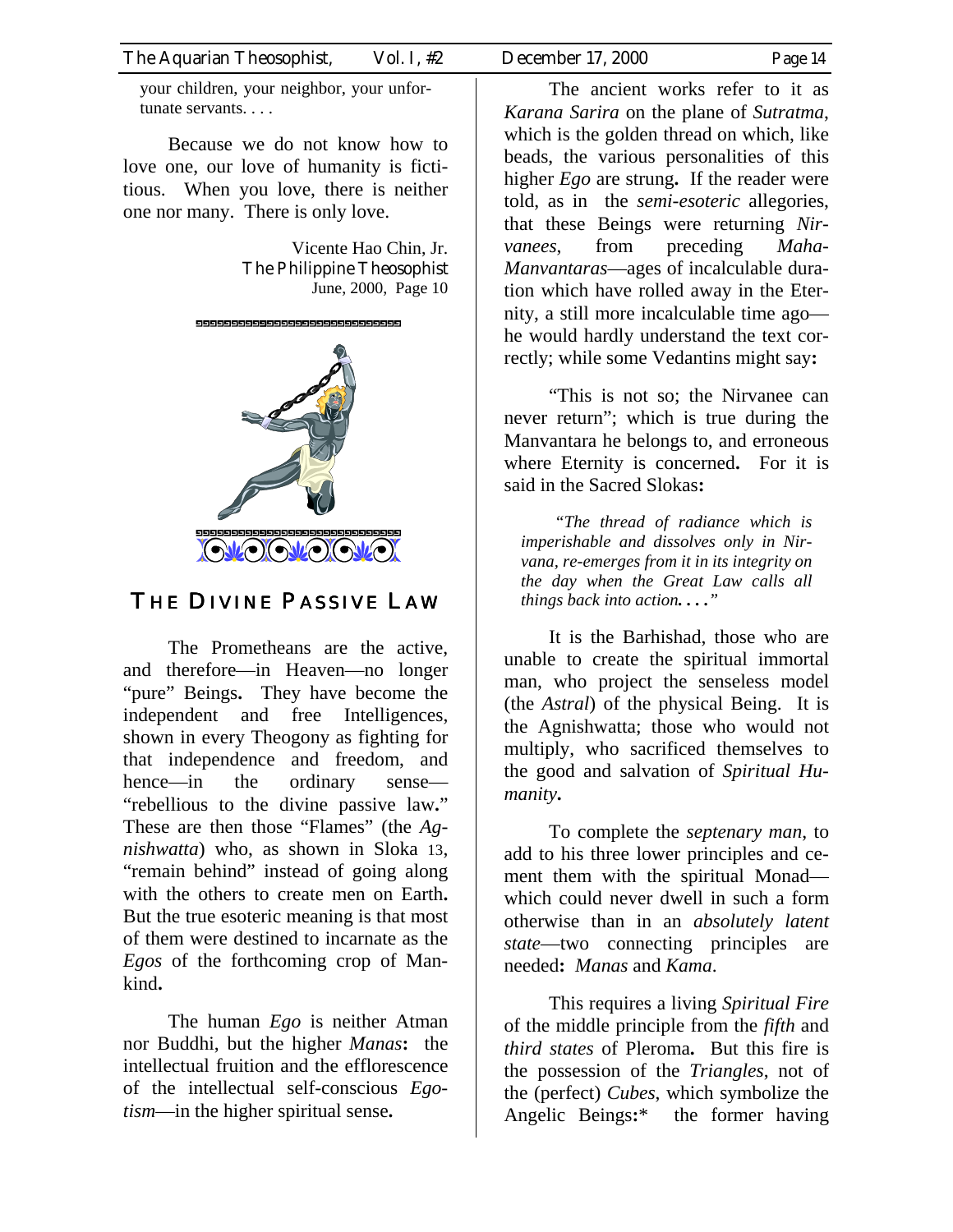your children, your neighbor, your unfortunate servants. . . .

Because we do not know how to love one, our love of humanity is fictitious. When you love, there is neither one nor many. There is only love.

Vicente Hao Chin, Jr.
The Philippine Theosophist
June, 2000, Page 10

## THE DIVINE PASSIVE LAW

The Prometheans are the active, and therefore—in Heaven—no longer "pure" Beings**.** They have become the independent and free Intelligences, shown in every Theogony as fighting for that independence and freedom, and hence—in the ordinary sense—"rebellious to the divine passive law**.**" These are then those "Flames" (the *Agnishwatta*) who, as shown in Sloka 13, "remain behind" instead of going along with the others to create men on Earth**.** But the true esoteric meaning is that most of them were destined to incarnate as the *Egos* of the forthcoming crop of Mankind**.**

The human *Ego* is neither Atman nor Buddhi, but the higher *Manas***:** the intellectual fruition and the efflorescence of the intellectual self-conscious *Egotism*—in the higher spiritual sense**.**

The ancient works refer to it as *Karana Sarira* on the plane of *Sutratma*, which is the golden thread on which, like beads, the various personalities of this higher *Ego* are strung**.** If the reader were told, as in the *semi-esoteric* allegories, that these Beings were returning *Nirvanees*, from preceding *Maha-Manvantaras*—ages of incalculable duration which have rolled away in the Eternity, a still more incalculable time ago—he would hardly understand the text correctly; while some Vedantins might say**:**

"This is not so; the Nirvanee can never return"; which is true during the Manvantara he belongs to, and erroneous where Eternity is concerned**.** For it is said in the Sacred Slokas**:**

> *"The thread of radiance which is imperishable and dissolves only in Nirvana, re-emerges from it in its integrity on the day when the Great Law calls all things back into action. . . ."*

It is the Barhishad, those who are unable to create the spiritual immortal man, who project the senseless model (the *Astral*) of the physical Being. It is the Agnishwatta; those who would not multiply, who sacrificed themselves to the good and salvation of *Spiritual Humanity***.**

To complete the *septenary man*, to add to his three lower principles and cement them with the spiritual Monad—which could never dwell in such a form otherwise than in an *absolutely latent state*—two connecting principles are needed**:** *Manas* and *Kama*.

This requires a living *Spiritual Fire* of the middle principle from the *fifth* and *third states* of Pleroma**.** But this fire is the possession of the *Triangles*, not of the (perfect) *Cubes*, which symbolize the Angelic Beings**:***   the former having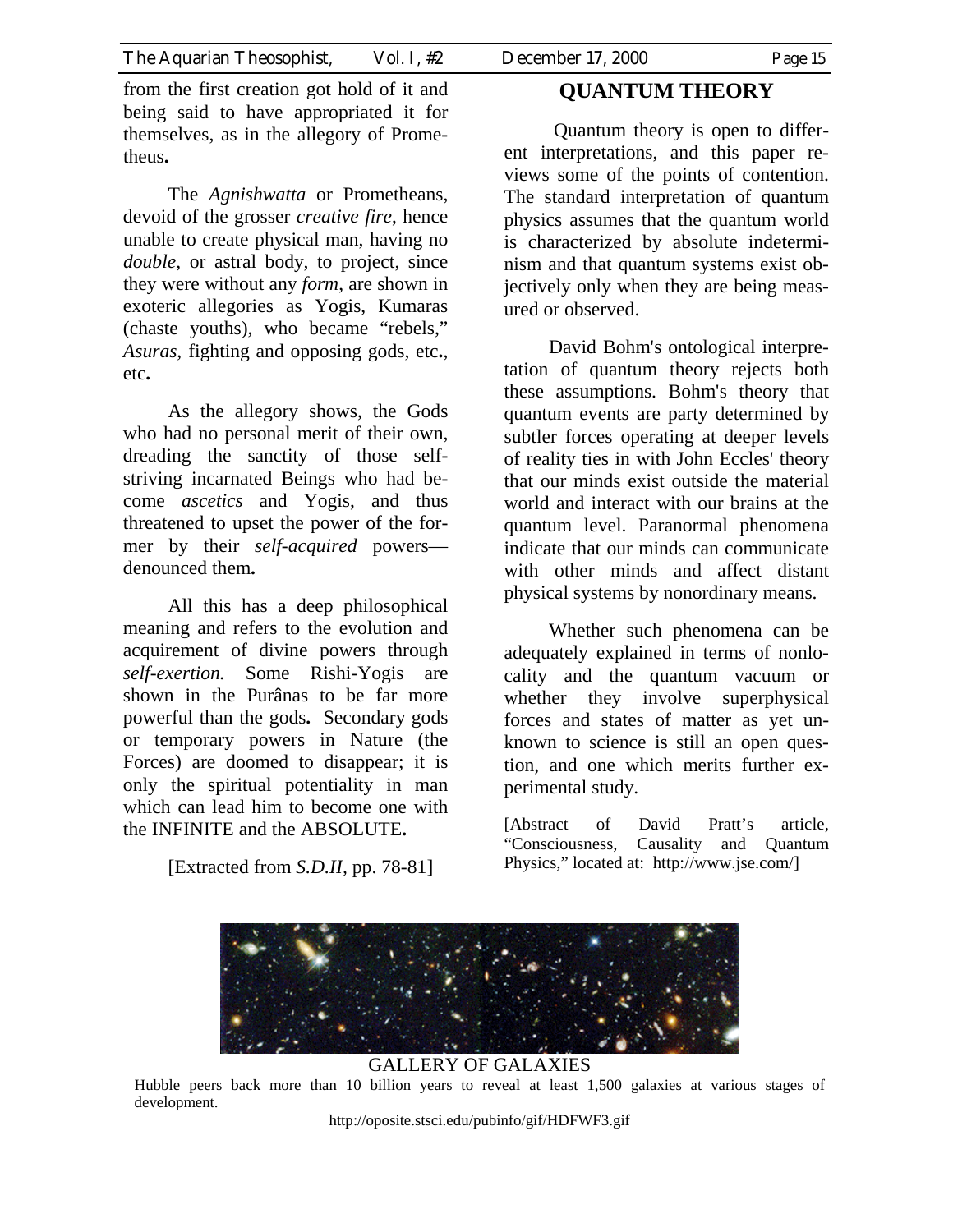from the first creation got hold of it and being said to have appropriated it for themselves, as in the allegory of Prometheus.

The *Agnishwatta* or Prometheans, devoid of the grosser *creative fire*, hence unable to create physical man, having no *double*, or astral body, to project, since they were without any *form*, are shown in exoteric allegories as Yogis, Kumaras (chaste youths), who became "rebels," *Asuras*, fighting and opposing gods, etc., etc.

As the allegory shows, the Gods who had no personal merit of their own, dreading the sanctity of those self-striving incarnated Beings who had become *ascetics* and Yogis, and thus threatened to upset the power of the former by their *self-acquired* powers—denounced them.

All this has a deep philosophical meaning and refers to the evolution and acquirement of divine powers through *self-exertion.* Some Rishi-Yogis are shown in the Purânas to be far more powerful than the gods. Secondary gods or temporary powers in Nature (the Forces) are doomed to disappear; it is only the spiritual potentiality in man which can lead him to become one with the INFINITE and the ABSOLUTE.

[Extracted from *S.D.II*, pp. 78-81]

## QUANTUM THEORY

Quantum theory is open to different interpretations, and this paper reviews some of the points of contention. The standard interpretation of quantum physics assumes that the quantum world is characterized by absolute indeterminism and that quantum systems exist objectively only when they are being measured or observed.

David Bohm's ontological interpretation of quantum theory rejects both these assumptions. Bohm's theory that quantum events are party determined by subtler forces operating at deeper levels of reality ties in with John Eccles' theory that our minds exist outside the material world and interact with our brains at the quantum level. Paranormal phenomena indicate that our minds can communicate with other minds and affect distant physical systems by nonordinary means.

Whether such phenomena can be adequately explained in terms of nonlocality and the quantum vacuum or whether they involve superphysical forces and states of matter as yet unknown to science is still an open question, and one which merits further experimental study.

[Abstract of David Pratt's article, "Consciousness, Causality and Quantum Physics," located at: http://www.jse.com/]

GALLERY OF GALAXIES

Hubble peers back more than 10 billion years to reveal at least 1,500 galaxies at various stages of development.

http://oposite.stsci.edu/pubinfo/gif/HDFWF3.gif